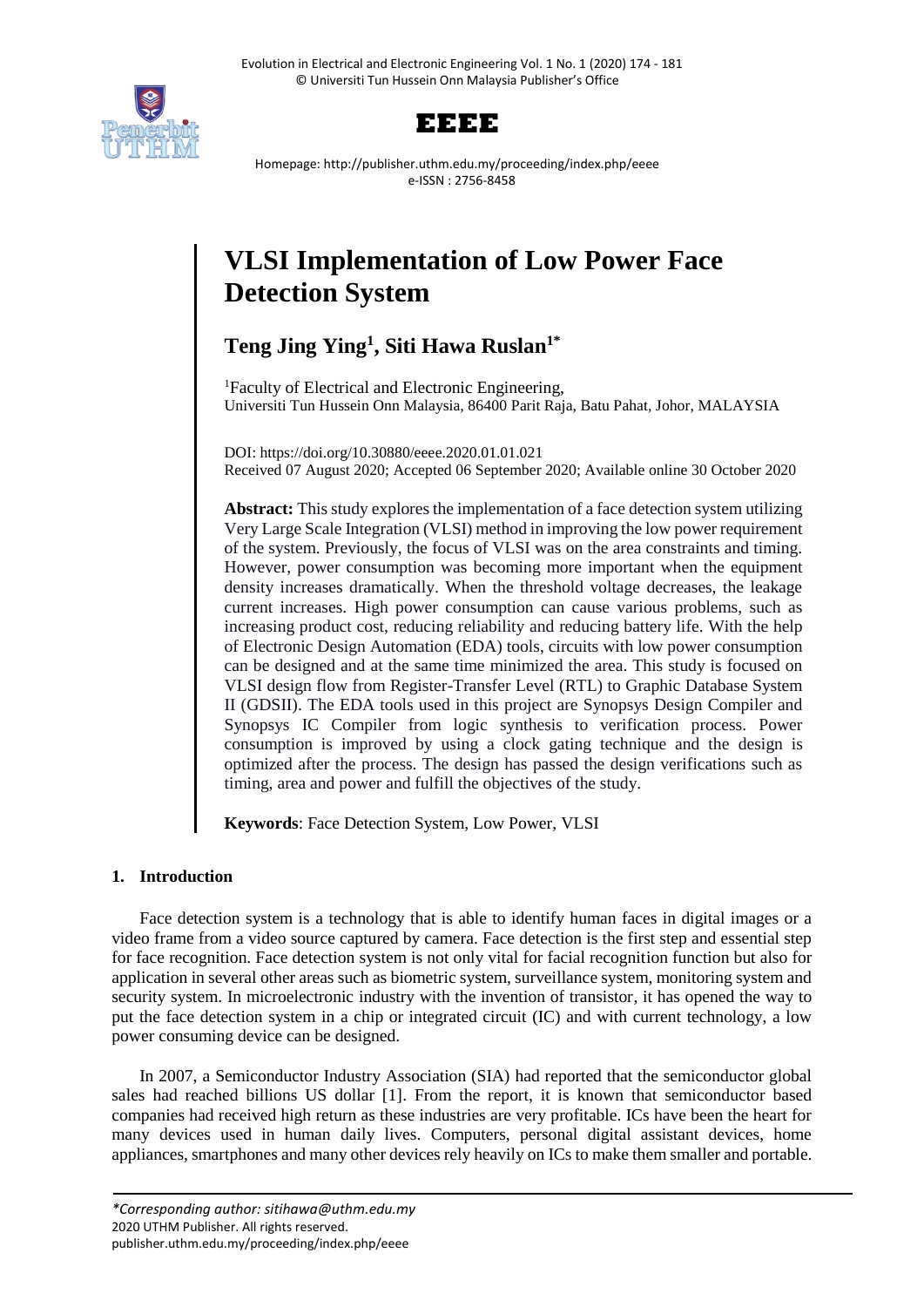# VLSI Implementation of Low Power Face Detection System

**Teng Jing Ying[1], Siti Hawa Ruslan[1*]**

[1]Faculty of Electrical and Electronic Engineering,
Universiti Tun Hussein Onn Malaysia, 86400 Parit Raja, Batu Pahat, Johor, MALAYSIA

DOI: https://doi.org/10.30880/eeee.2020.01.01.021
Received 07 August 2020; Accepted 06 September 2020; Available online 30 October 2020

**Abstract:** This study explores the implementation of a face detection system utilizing Very Large Scale Integration (VLSI) method in improving the low power requirement of the system. Previously, the focus of VLSI was on the area constraints and timing. However, power consumption was becoming more important when the equipment density increases dramatically. When the threshold voltage decreases, the leakage current increases. High power consumption can cause various problems, such as increasing product cost, reducing reliability and reducing battery life. With the help of Electronic Design Automation (EDA) tools, circuits with low power consumption can be designed and at the same time minimized the area. This study is focused on VLSI design flow from Register-Transfer Level (RTL) to Graphic Database System II (GDSII). The EDA tools used in this project are Synopsys Design Compiler and Synopsys IC Compiler from logic synthesis to verification process. Power consumption is improved by using a clock gating technique and the design is optimized after the process. The design has passed the design verifications such as timing, area and power and fulfill the objectives of the study.

**Keywords**: Face Detection System, Low Power, VLSI

## 1. Introduction

Face detection system is a technology that is able to identify human faces in digital images or a video frame from a video source captured by camera. Face detection is the first step and essential step for face recognition. Face detection system is not only vital for facial recognition function but also for application in several other areas such as biometric system, surveillance system, monitoring system and security system. In microelectronic industry with the invention of transistor, it has opened the way to put the face detection system in a chip or integrated circuit (IC) and with current technology, a low power consuming device can be designed.

In 2007, a Semiconductor Industry Association (SIA) had reported that the semiconductor global sales had reached billions US dollar [1]. From the report, it is known that semiconductor based companies had received high return as these industries are very profitable. ICs have been the heart for many devices used in human daily lives. Computers, personal digital assistant devices, home appliances, smartphones and many other devices rely heavily on ICs to make them smaller and portable.

*\*Corresponding author: sitihawa@uthm.edu.my*
2020 UTHM Publisher. All rights reserved.
publisher.uthm.edu.my/proceeding/index.php/eeee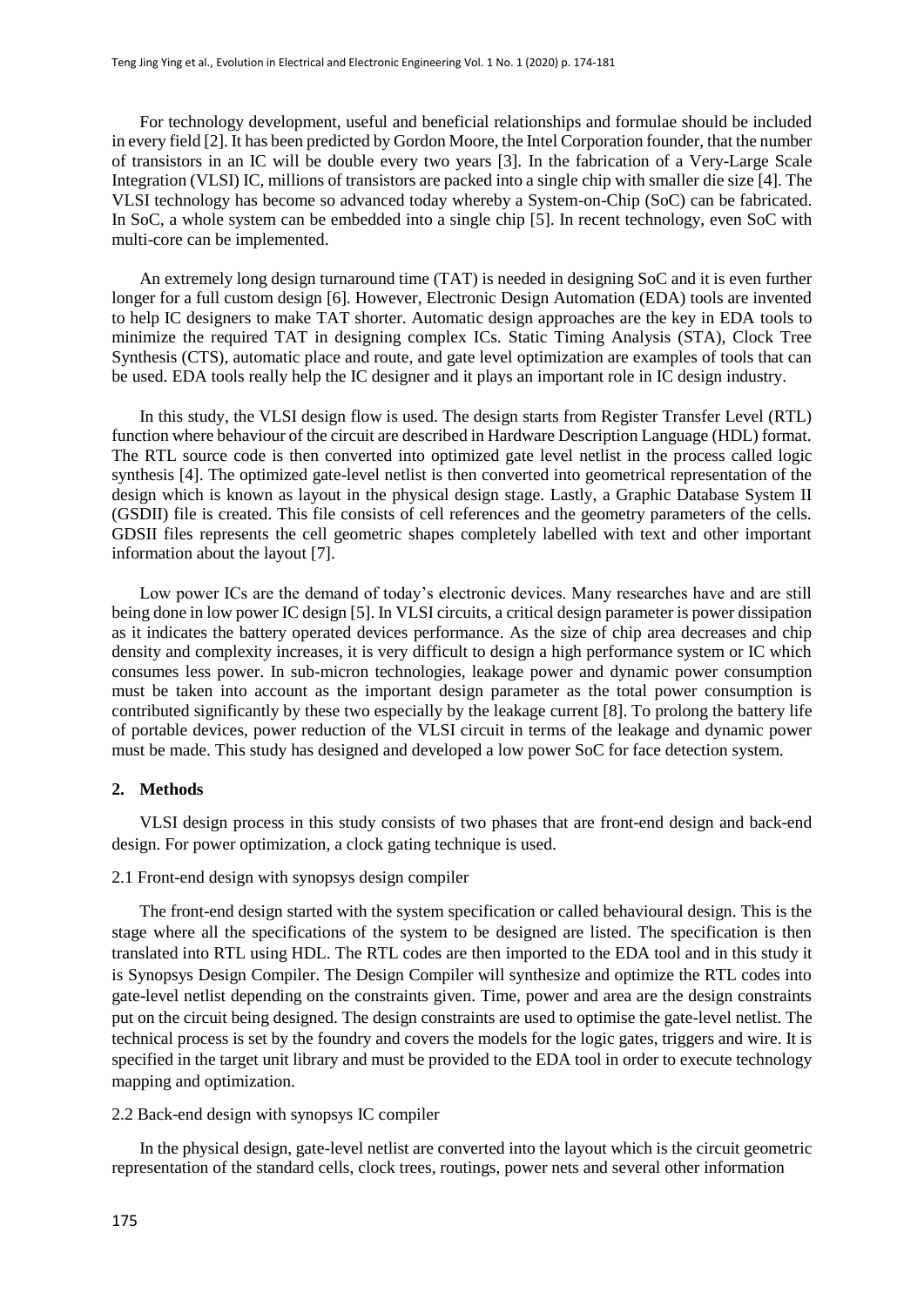For technology development, useful and beneficial relationships and formulae should be included in every field [2]. It has been predicted by Gordon Moore, the Intel Corporation founder, that the number of transistors in an IC will be double every two years [3]. In the fabrication of a Very-Large Scale Integration (VLSI) IC, millions of transistors are packed into a single chip with smaller die size [4]. The VLSI technology has become so advanced today whereby a System-on-Chip (SoC) can be fabricated. In SoC, a whole system can be embedded into a single chip [5]. In recent technology, even SoC with multi-core can be implemented.

An extremely long design turnaround time (TAT) is needed in designing SoC and it is even further longer for a full custom design [6]. However, Electronic Design Automation (EDA) tools are invented to help IC designers to make TAT shorter. Automatic design approaches are the key in EDA tools to minimize the required TAT in designing complex ICs. Static Timing Analysis (STA), Clock Tree Synthesis (CTS), automatic place and route, and gate level optimization are examples of tools that can be used. EDA tools really help the IC designer and it plays an important role in IC design industry.

In this study, the VLSI design flow is used. The design starts from Register Transfer Level (RTL) function where behaviour of the circuit are described in Hardware Description Language (HDL) format. The RTL source code is then converted into optimized gate level netlist in the process called logic synthesis [4]. The optimized gate-level netlist is then converted into geometrical representation of the design which is known as layout in the physical design stage. Lastly, a Graphic Database System II (GSDII) file is created. This file consists of cell references and the geometry parameters of the cells. GDSII files represents the cell geometric shapes completely labelled with text and other important information about the layout [7].

Low power ICs are the demand of today's electronic devices. Many researches have and are still being done in low power IC design [5]. In VLSI circuits, a critical design parameter is power dissipation as it indicates the battery operated devices performance. As the size of chip area decreases and chip density and complexity increases, it is very difficult to design a high performance system or IC which consumes less power. In sub-micron technologies, leakage power and dynamic power consumption must be taken into account as the important design parameter as the total power consumption is contributed significantly by these two especially by the leakage current [8]. To prolong the battery life of portable devices, power reduction of the VLSI circuit in terms of the leakage and dynamic power must be made. This study has designed and developed a low power SoC for face detection system.

## 2. Methods

VLSI design process in this study consists of two phases that are front-end design and back-end design. For power optimization, a clock gating technique is used.

### 2.1 Front-end design with synopsys design compiler

The front-end design started with the system specification or called behavioural design. This is the stage where all the specifications of the system to be designed are listed. The specification is then translated into RTL using HDL. The RTL codes are then imported to the EDA tool and in this study it is Synopsys Design Compiler. The Design Compiler will synthesize and optimize the RTL codes into gate-level netlist depending on the constraints given. Time, power and area are the design constraints put on the circuit being designed. The design constraints are used to optimise the gate-level netlist. The technical process is set by the foundry and covers the models for the logic gates, triggers and wire. It is specified in the target unit library and must be provided to the EDA tool in order to execute technology mapping and optimization.

### 2.2 Back-end design with synopsys IC compiler

In the physical design, gate-level netlist are converted into the layout which is the circuit geometric representation of the standard cells, clock trees, routings, power nets and several other information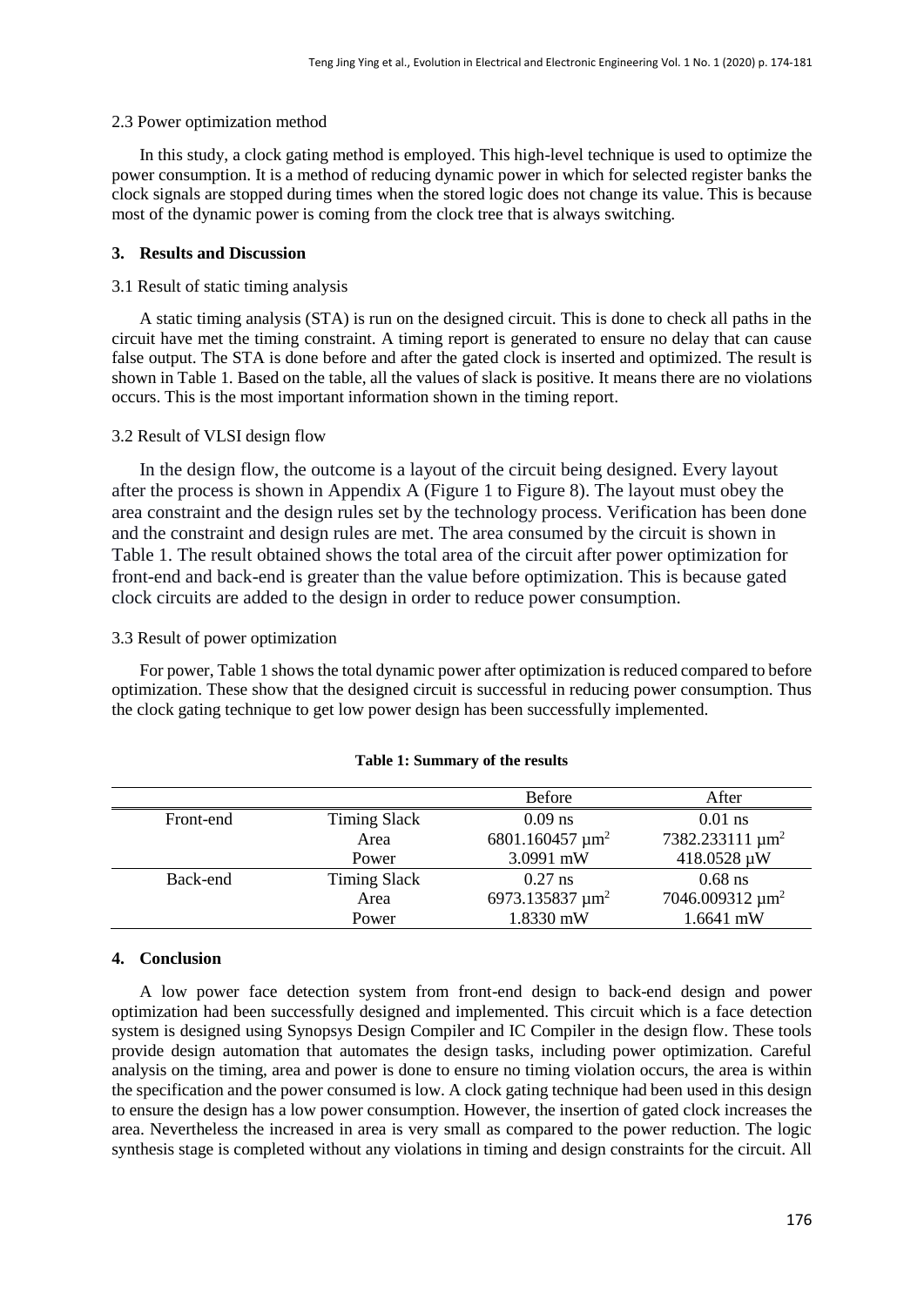### 2.3 Power optimization method

In this study, a clock gating method is employed. This high-level technique is used to optimize the power consumption. It is a method of reducing dynamic power in which for selected register banks the clock signals are stopped during times when the stored logic does not change its value. This is because most of the dynamic power is coming from the clock tree that is always switching.

## 3. Results and Discussion

### 3.1 Result of static timing analysis

A static timing analysis (STA) is run on the designed circuit. This is done to check all paths in the circuit have met the timing constraint. A timing report is generated to ensure no delay that can cause false output. The STA is done before and after the gated clock is inserted and optimized. The result is shown in Table 1. Based on the table, all the values of slack is positive. It means there are no violations occurs. This is the most important information shown in the timing report.

### 3.2 Result of VLSI design flow

In the design flow, the outcome is a layout of the circuit being designed. Every layout after the process is shown in Appendix A (Figure 1 to Figure 8). The layout must obey the area constraint and the design rules set by the technology process. Verification has been done and the constraint and design rules are met. The area consumed by the circuit is shown in Table 1. The result obtained shows the total area of the circuit after power optimization for front-end and back-end is greater than the value before optimization. This is because gated clock circuits are added to the design in order to reduce power consumption.

### 3.3 Result of power optimization

For power, Table 1 shows the total dynamic power after optimization is reduced compared to before optimization. These show that the designed circuit is successful in reducing power consumption. Thus the clock gating technique to get low power design has been successfully implemented.

**Table 1: Summary of the results**

| | | Before | After |
|---|---|---|---|
| Front-end | Timing Slack | 0.09 ns | 0.01 ns |
| | Area | 6801.160457 μm$^2$ | 7382.233111 μm$^2$ |
| | Power | 3.0991 mW | 418.0528 μW |
| Back-end | Timing Slack | 0.27 ns | 0.68 ns |
| | Area | 6973.135837 μm$^2$ | 7046.009312 μm$^2$ |
| | Power | 1.8330 mW | 1.6641 mW |

## 4. Conclusion

A low power face detection system from front-end design to back-end design and power optimization had been successfully designed and implemented. This circuit which is a face detection system is designed using Synopsys Design Compiler and IC Compiler in the design flow. These tools provide design automation that automates the design tasks, including power optimization. Careful analysis on the timing, area and power is done to ensure no timing violation occurs, the area is within the specification and the power consumed is low. A clock gating technique had been used in this design to ensure the design has a low power consumption. However, the insertion of gated clock increases the area. Nevertheless the increased in area is very small as compared to the power reduction. The logic synthesis stage is completed without any violations in timing and design constraints for the circuit. All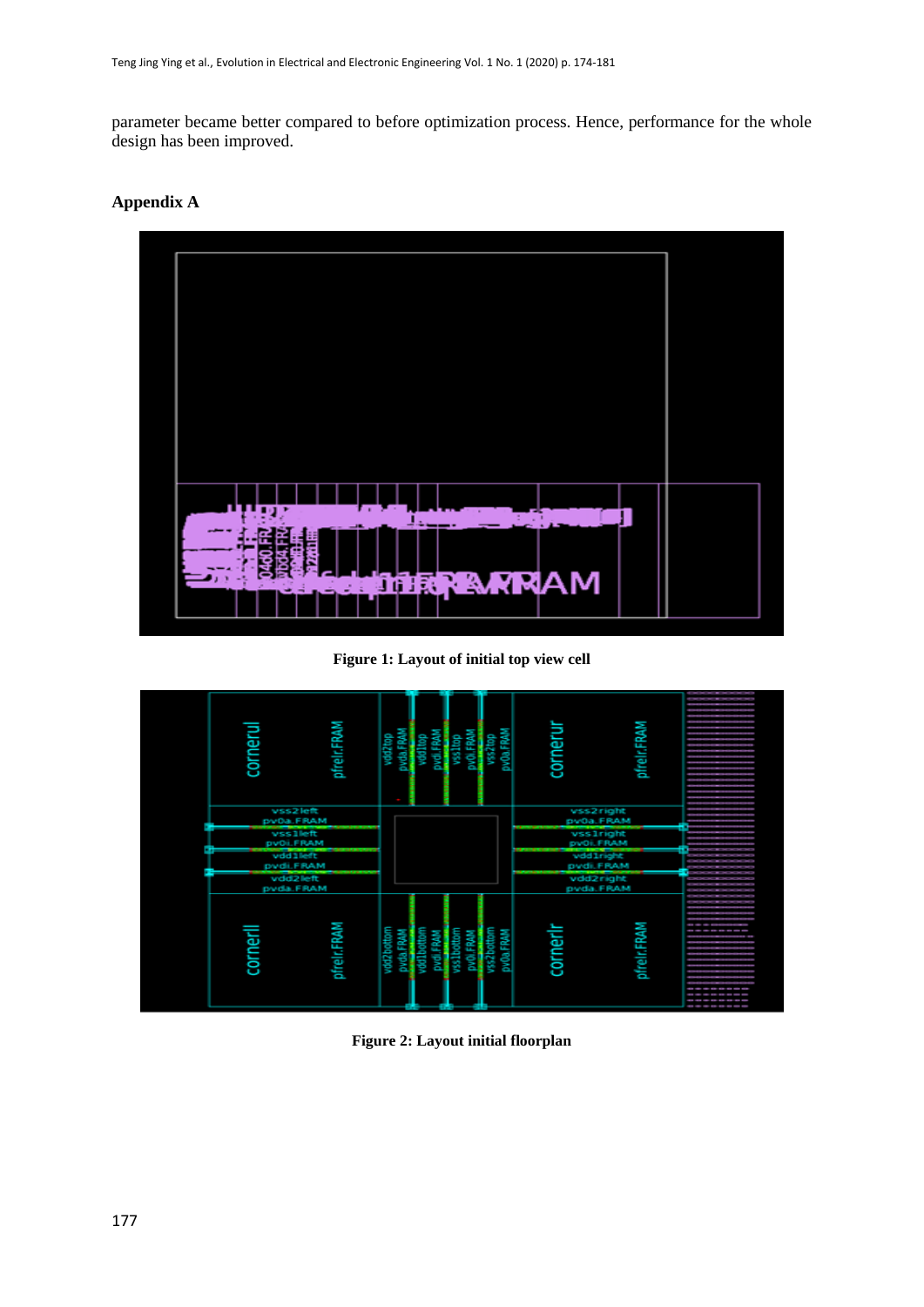parameter became better compared to before optimization process. Hence, performance for the whole design has been improved.

## Appendix A

**Figure 1: Layout of initial top view cell**

**Figure 2: Layout initial floorplan**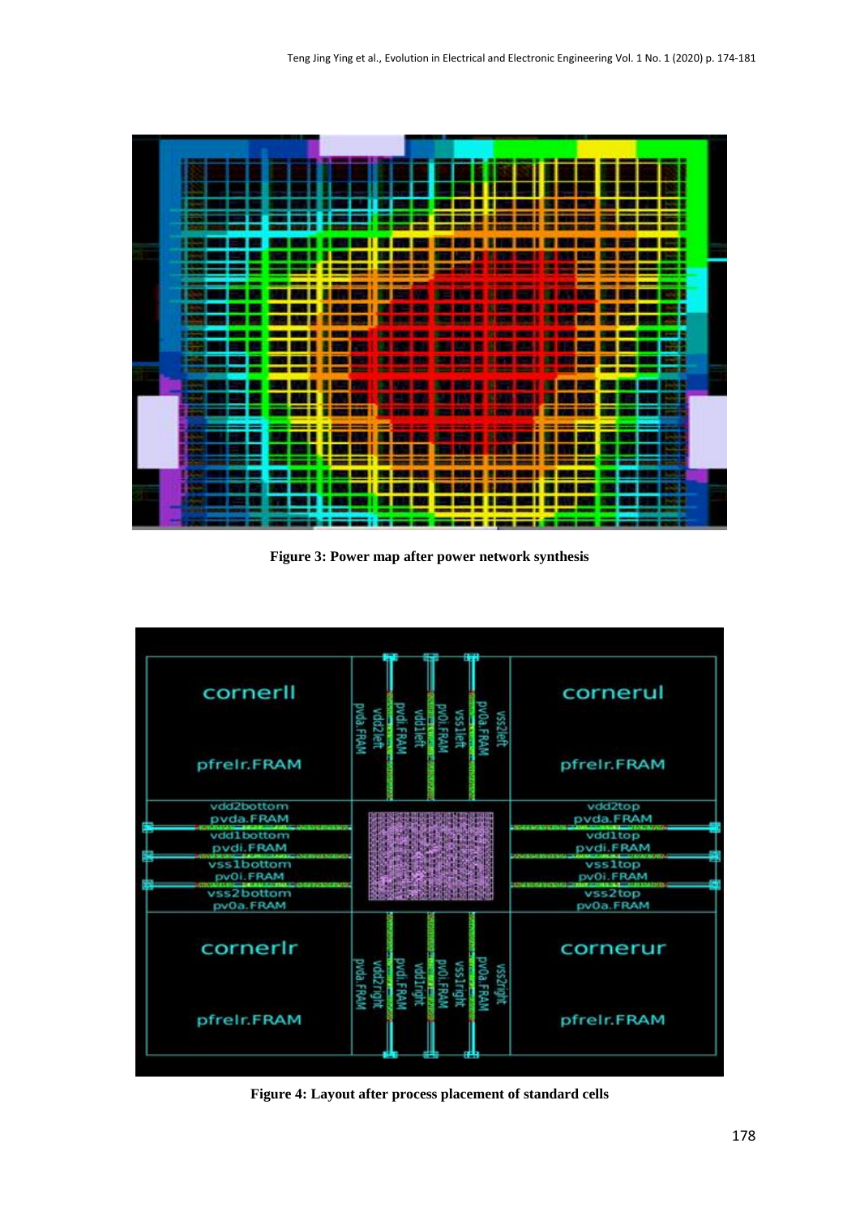**Figure 3: Power map after power network synthesis**

**Figure 4: Layout after process placement of standard cells**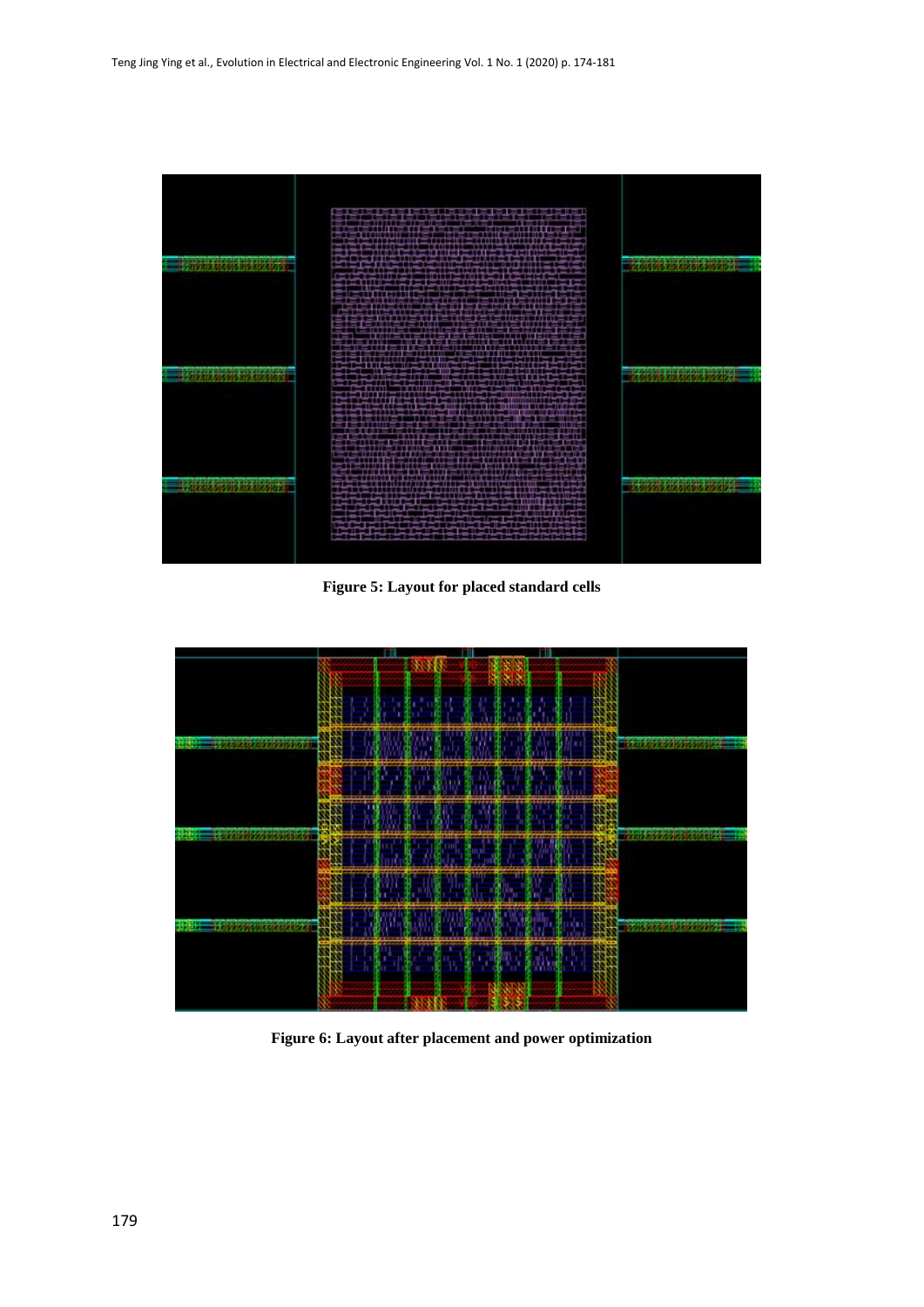**Figure 5: Layout for placed standard cells**

**Figure 6: Layout after placement and power optimization**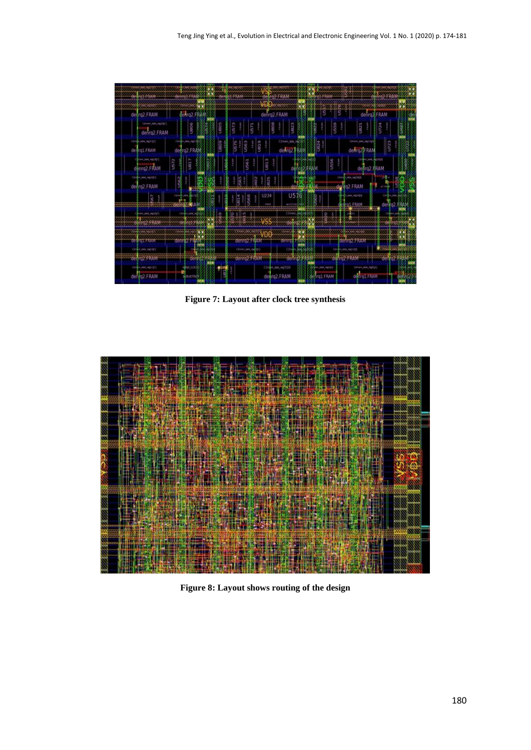Figure 7: Layout after clock tree synthesis

Figure 8: Layout shows routing of the design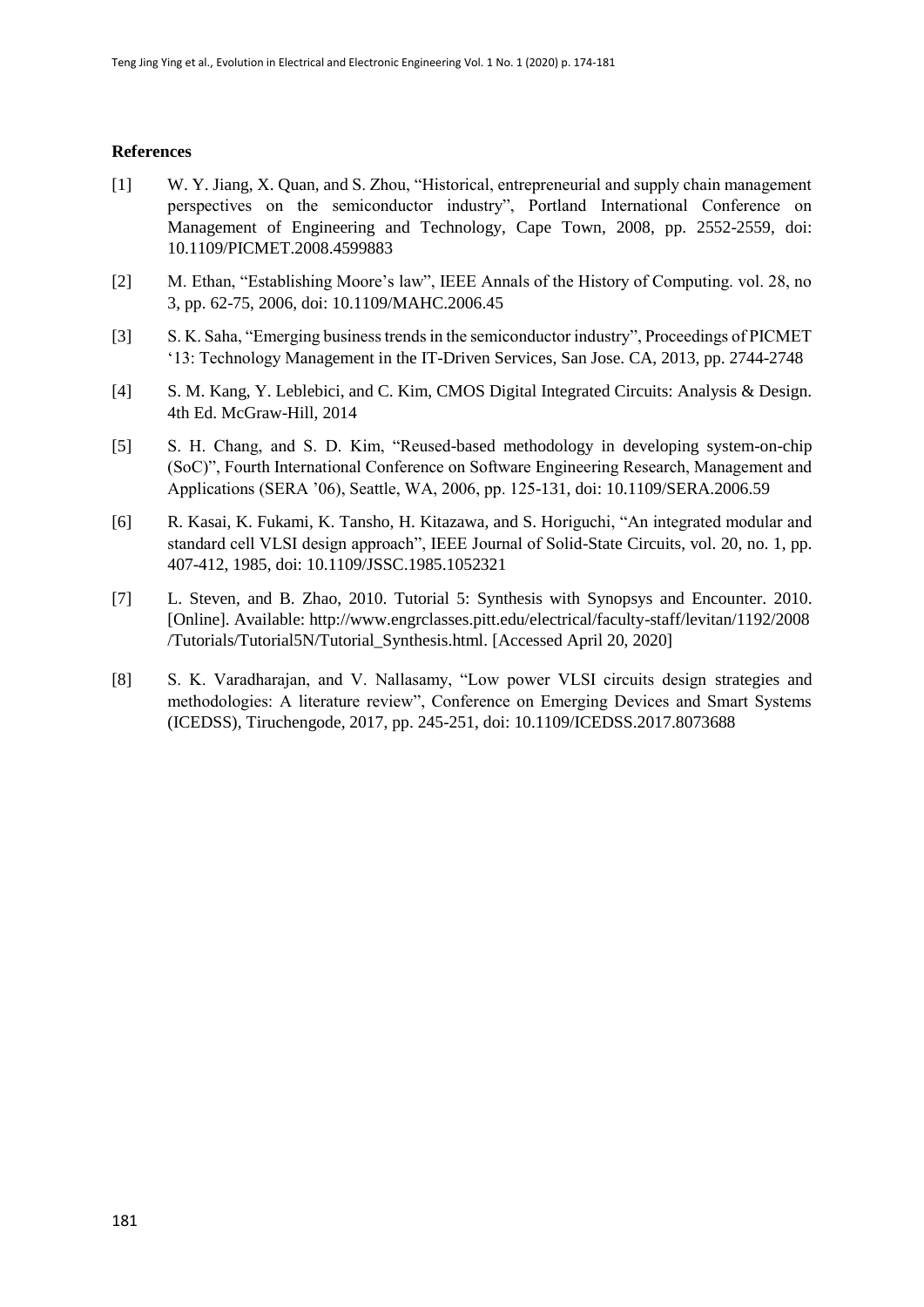**References**

[1] W. Y. Jiang, X. Quan, and S. Zhou, "Historical, entrepreneurial and supply chain management perspectives on the semiconductor industry", Portland International Conference on Management of Engineering and Technology, Cape Town, 2008, pp. 2552-2559, doi: 10.1109/PICMET.2008.4599883

[2] M. Ethan, "Establishing Moore's law", IEEE Annals of the History of Computing. vol. 28, no 3, pp. 62-75, 2006, doi: 10.1109/MAHC.2006.45

[3] S. K. Saha, "Emerging business trends in the semiconductor industry", Proceedings of PICMET '13: Technology Management in the IT-Driven Services, San Jose. CA, 2013, pp. 2744-2748

[4] S. M. Kang, Y. Leblebici, and C. Kim, CMOS Digital Integrated Circuits: Analysis & Design. 4th Ed. McGraw-Hill, 2014

[5] S. H. Chang, and S. D. Kim, "Reused-based methodology in developing system-on-chip (SoC)", Fourth International Conference on Software Engineering Research, Management and Applications (SERA '06), Seattle, WA, 2006, pp. 125-131, doi: 10.1109/SERA.2006.59

[6] R. Kasai, K. Fukami, K. Tansho, H. Kitazawa, and S. Horiguchi, "An integrated modular and standard cell VLSI design approach", IEEE Journal of Solid-State Circuits, vol. 20, no. 1, pp. 407-412, 1985, doi: 10.1109/JSSC.1985.1052321

[7] L. Steven, and B. Zhao, 2010. Tutorial 5: Synthesis with Synopsys and Encounter. 2010. [Online]. Available: http://www.engrclasses.pitt.edu/electrical/faculty-staff/levitan/1192/2008/Tutorials/Tutorial5N/Tutorial_Synthesis.html. [Accessed April 20, 2020]

[8] S. K. Varadharajan, and V. Nallasamy, "Low power VLSI circuits design strategies and methodologies: A literature review", Conference on Emerging Devices and Smart Systems (ICEDSS), Tiruchengode, 2017, pp. 245-251, doi: 10.1109/ICEDSS.2017.8073688